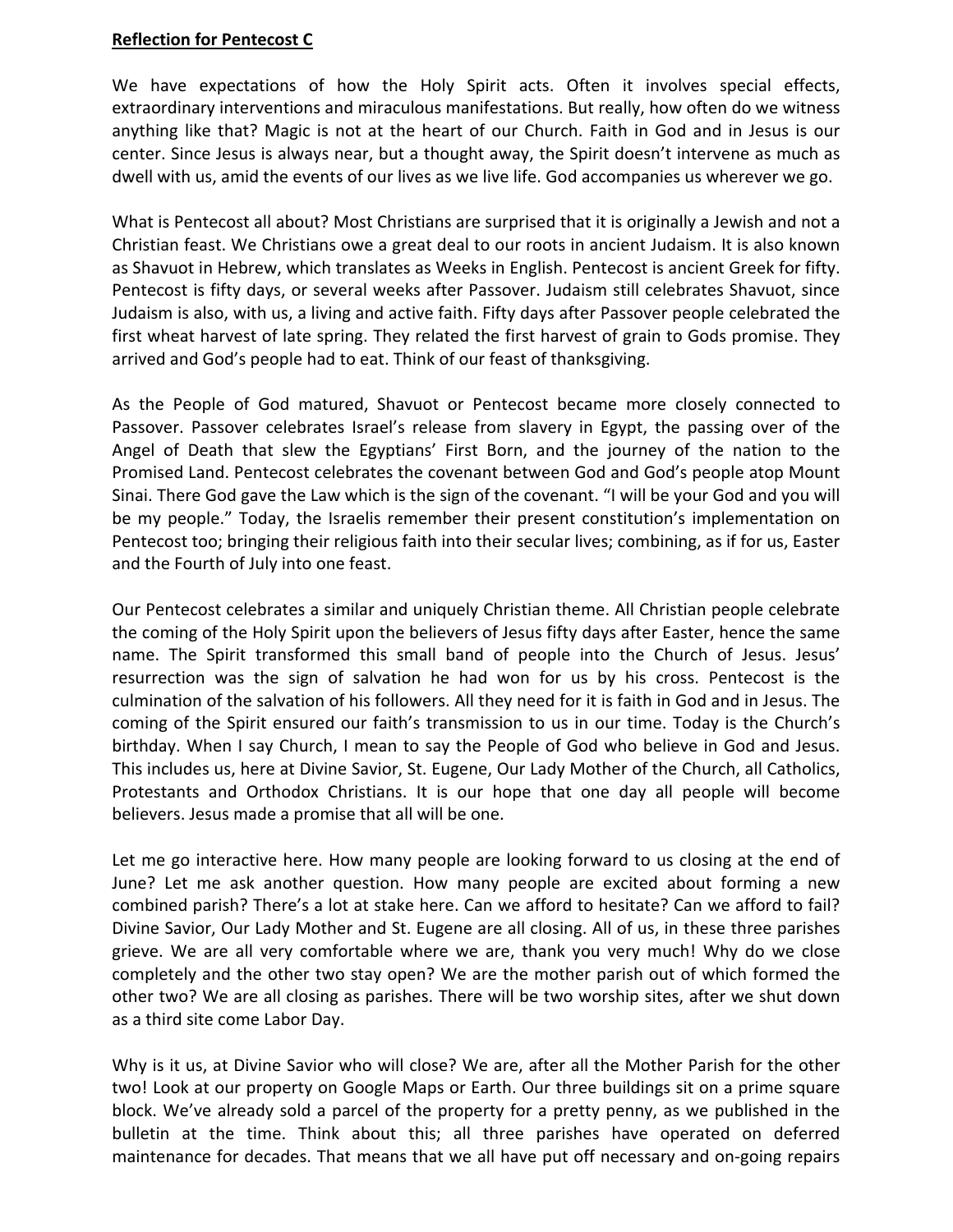**Reflection for Pentecost C**

We have expectations of how the Holy Spirit acts. Often it involves special effects, extraordinary interventions and miraculous manifestations. But really, how often do we witness anything like that? Magic is not at the heart of our Church. Faith in God and in Jesus is our center. Since Jesus is always near, but a thought away, the Spirit doesn't intervene as much as dwell with us, amid the events of our lives as we live life. God accompanies us wherever we go.

What is Pentecost all about? Most Christians are surprised that it is originally a Jewish and not a Christian feast. We Christians owe a great deal to our roots in ancient Judaism. It is also known as Shavuot in Hebrew, which translates as Weeks in English. Pentecost is ancient Greek for fifty. Pentecost is fifty days, or several weeks after Passover. Judaism still celebrates Shavuot, since Judaism is also, with us, a living and active faith. Fifty days after Passover people celebrated the first wheat harvest of late spring. They related the first harvest of grain to Gods promise. They arrived and God's people had to eat. Think of our feast of thanksgiving.

As the People of God matured, Shavuot or Pentecost became more closely connected to Passover. Passover celebrates Israel's release from slavery in Egypt, the passing over of the Angel of Death that slew the Egyptians' First Born, and the journey of the nation to the Promised Land. Pentecost celebrates the covenant between God and God's people atop Mount Sinai. There God gave the Law which is the sign of the covenant. "I will be your God and you will be my people." Today, the Israelis remember their present constitution's implementation on Pentecost too; bringing their religious faith into their secular lives; combining, as if for us, Easter and the Fourth of July into one feast.

Our Pentecost celebrates a similar and uniquely Christian theme. All Christian people celebrate the coming of the Holy Spirit upon the believers of Jesus fifty days after Easter, hence the same name. The Spirit transformed this small band of people into the Church of Jesus. Jesus' resurrection was the sign of salvation he had won for us by his cross. Pentecost is the culmination of the salvation of his followers. All they need for it is faith in God and in Jesus. The coming of the Spirit ensured our faith's transmission to us in our time. Today is the Church's birthday. When I say Church, I mean to say the People of God who believe in God and Jesus. This includes us, here at Divine Savior, St. Eugene, Our Lady Mother of the Church, all Catholics, Protestants and Orthodox Christians. It is our hope that one day all people will become believers. Jesus made a promise that all will be one.

Let me go interactive here. How many people are looking forward to us closing at the end of June? Let me ask another question. How many people are excited about forming a new combined parish? There's a lot at stake here. Can we afford to hesitate? Can we afford to fail? Divine Savior, Our Lady Mother and St. Eugene are all closing. All of us, in these three parishes grieve. We are all very comfortable where we are, thank you very much! Why do we close completely and the other two stay open? We are the mother parish out of which formed the other two? We are all closing as parishes. There will be two worship sites, after we shut down as a third site come Labor Day.

Why is it us, at Divine Savior who will close? We are, after all the Mother Parish for the other two! Look at our property on Google Maps or Earth. Our three buildings sit on a prime square block. We've already sold a parcel of the property for a pretty penny, as we published in the bulletin at the time. Think about this; all three parishes have operated on deferred maintenance for decades. That means that we all have put off necessary and on-going repairs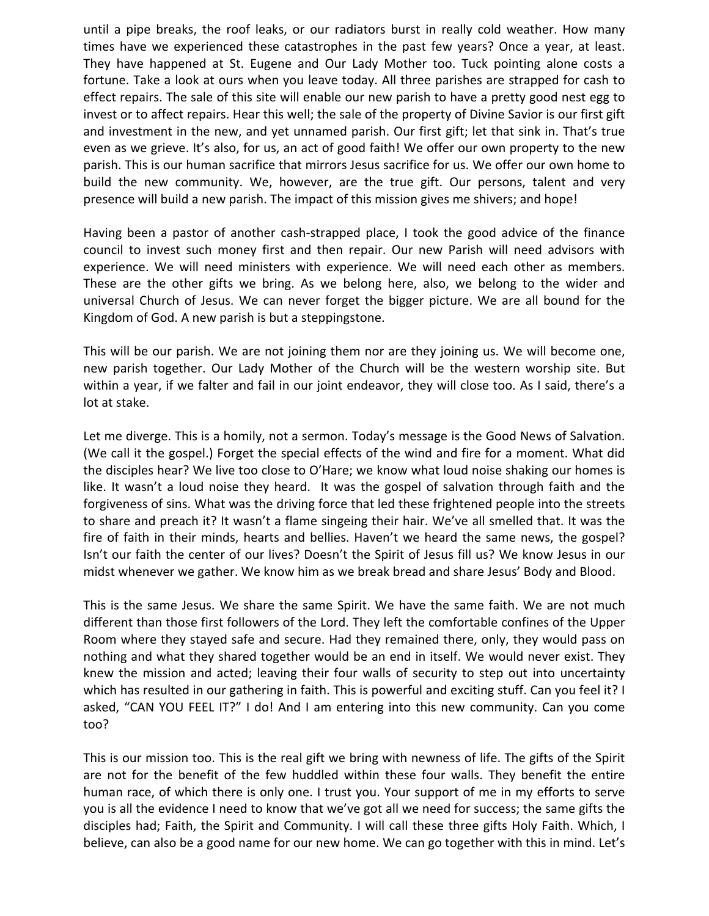until a pipe breaks, the roof leaks, or our radiators burst in really cold weather. How many times have we experienced these catastrophes in the past few years? Once a year, at least. They have happened at St. Eugene and Our Lady Mother too. Tuck pointing alone costs a fortune. Take a look at ours when you leave today. All three parishes are strapped for cash to effect repairs. The sale of this site will enable our new parish to have a pretty good nest egg to invest or to affect repairs. Hear this well; the sale of the property of Divine Savior is our first gift and investment in the new, and yet unnamed parish. Our first gift; let that sink in. That's true even as we grieve. It's also, for us, an act of good faith! We offer our own property to the new parish. This is our human sacrifice that mirrors Jesus sacrifice for us. We offer our own home to build the new community. We, however, are the true gift. Our persons, talent and very presence will build a new parish. The impact of this mission gives me shivers; and hope!

Having been a pastor of another cash-strapped place, I took the good advice of the finance council to invest such money first and then repair. Our new Parish will need advisors with experience. We will need ministers with experience. We will need each other as members. These are the other gifts we bring. As we belong here, also, we belong to the wider and universal Church of Jesus. We can never forget the bigger picture. We are all bound for the Kingdom of God. A new parish is but a steppingstone.

This will be our parish. We are not joining them nor are they joining us. We will become one, new parish together. Our Lady Mother of the Church will be the western worship site. But within a year, if we falter and fail in our joint endeavor, they will close too. As I said, there's a lot at stake.

Let me diverge. This is a homily, not a sermon. Today's message is the Good News of Salvation. (We call it the gospel.) Forget the special effects of the wind and fire for a moment. What did the disciples hear? We live too close to O'Hare; we know what loud noise shaking our homes is like. It wasn't a loud noise they heard. It was the gospel of salvation through faith and the forgiveness of sins. What was the driving force that led these frightened people into the streets to share and preach it? It wasn't a flame singeing their hair. We've all smelled that. It was the fire of faith in their minds, hearts and bellies. Haven't we heard the same news, the gospel? Isn't our faith the center of our lives? Doesn't the Spirit of Jesus fill us? We know Jesus in our midst whenever we gather. We know him as we break bread and share Jesus' Body and Blood.

This is the same Jesus. We share the same Spirit. We have the same faith. We are not much different than those first followers of the Lord. They left the comfortable confines of the Upper Room where they stayed safe and secure. Had they remained there, only, they would pass on nothing and what they shared together would be an end in itself. We would never exist. They knew the mission and acted; leaving their four walls of security to step out into uncertainty which has resulted in our gathering in faith. This is powerful and exciting stuff. Can you feel it? I asked, "CAN YOU FEEL IT?" I do! And I am entering into this new community. Can you come too?

This is our mission too. This is the real gift we bring with newness of life. The gifts of the Spirit are not for the benefit of the few huddled within these four walls. They benefit the entire human race, of which there is only one. I trust you. Your support of me in my efforts to serve you is all the evidence I need to know that we've got all we need for success; the same gifts the disciples had; Faith, the Spirit and Community. I will call these three gifts Holy Faith. Which, I believe, can also be a good name for our new home. We can go together with this in mind. Let's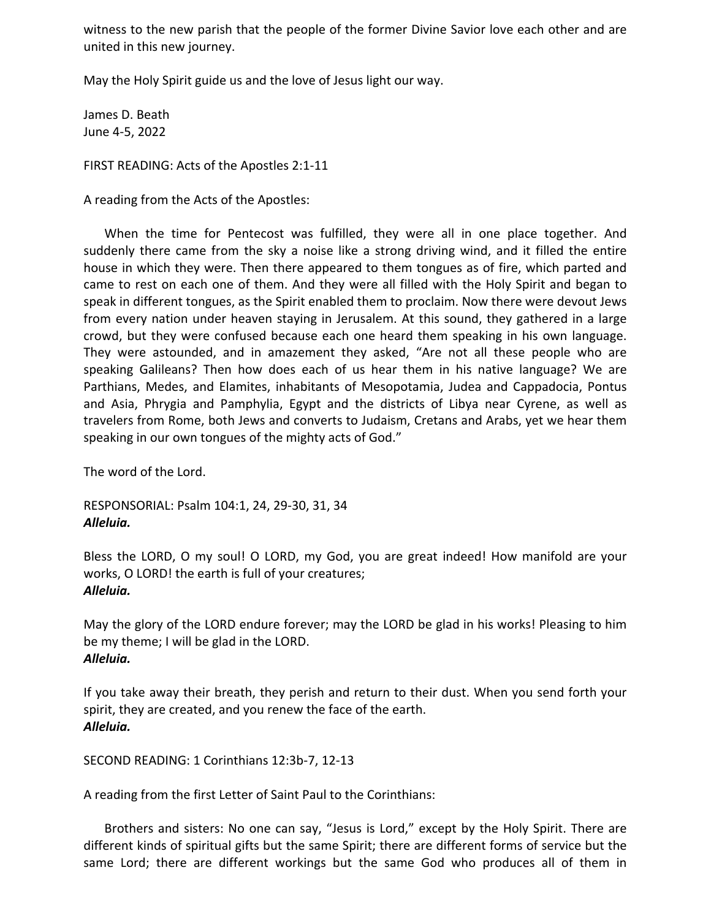witness to the new parish that the people of the former Divine Savior love each other and are united in this new journey.

May the Holy Spirit guide us and the love of Jesus light our way.

James D. Beath
June 4-5, 2022

FIRST READING: Acts of the Apostles 2:1-11

A reading from the Acts of the Apostles:

When the time for Pentecost was fulfilled, they were all in one place together. And suddenly there came from the sky a noise like a strong driving wind, and it filled the entire house in which they were. Then there appeared to them tongues as of fire, which parted and came to rest on each one of them. And they were all filled with the Holy Spirit and began to speak in different tongues, as the Spirit enabled them to proclaim. Now there were devout Jews from every nation under heaven staying in Jerusalem. At this sound, they gathered in a large crowd, but they were confused because each one heard them speaking in his own language. They were astounded, and in amazement they asked, "Are not all these people who are speaking Galileans? Then how does each of us hear them in his native language? We are Parthians, Medes, and Elamites, inhabitants of Mesopotamia, Judea and Cappadocia, Pontus and Asia, Phrygia and Pamphylia, Egypt and the districts of Libya near Cyrene, as well as travelers from Rome, both Jews and converts to Judaism, Cretans and Arabs, yet we hear them speaking in our own tongues of the mighty acts of God."

The word of the Lord.

RESPONSORIAL: Psalm 104:1, 24, 29-30, 31, 34
***Alleluia.***

Bless the LORD, O my soul! O LORD, my God, you are great indeed! How manifold are your works, O LORD! the earth is full of your creatures;
***Alleluia.***

May the glory of the LORD endure forever; may the LORD be glad in his works! Pleasing to him be my theme; I will be glad in the LORD.
***Alleluia.***

If you take away their breath, they perish and return to their dust. When you send forth your spirit, they are created, and you renew the face of the earth.
***Alleluia.***

SECOND READING: 1 Corinthians 12:3b-7, 12-13

A reading from the first Letter of Saint Paul to the Corinthians:

Brothers and sisters: No one can say, "Jesus is Lord," except by the Holy Spirit. There are different kinds of spiritual gifts but the same Spirit; there are different forms of service but the same Lord; there are different workings but the same God who produces all of them in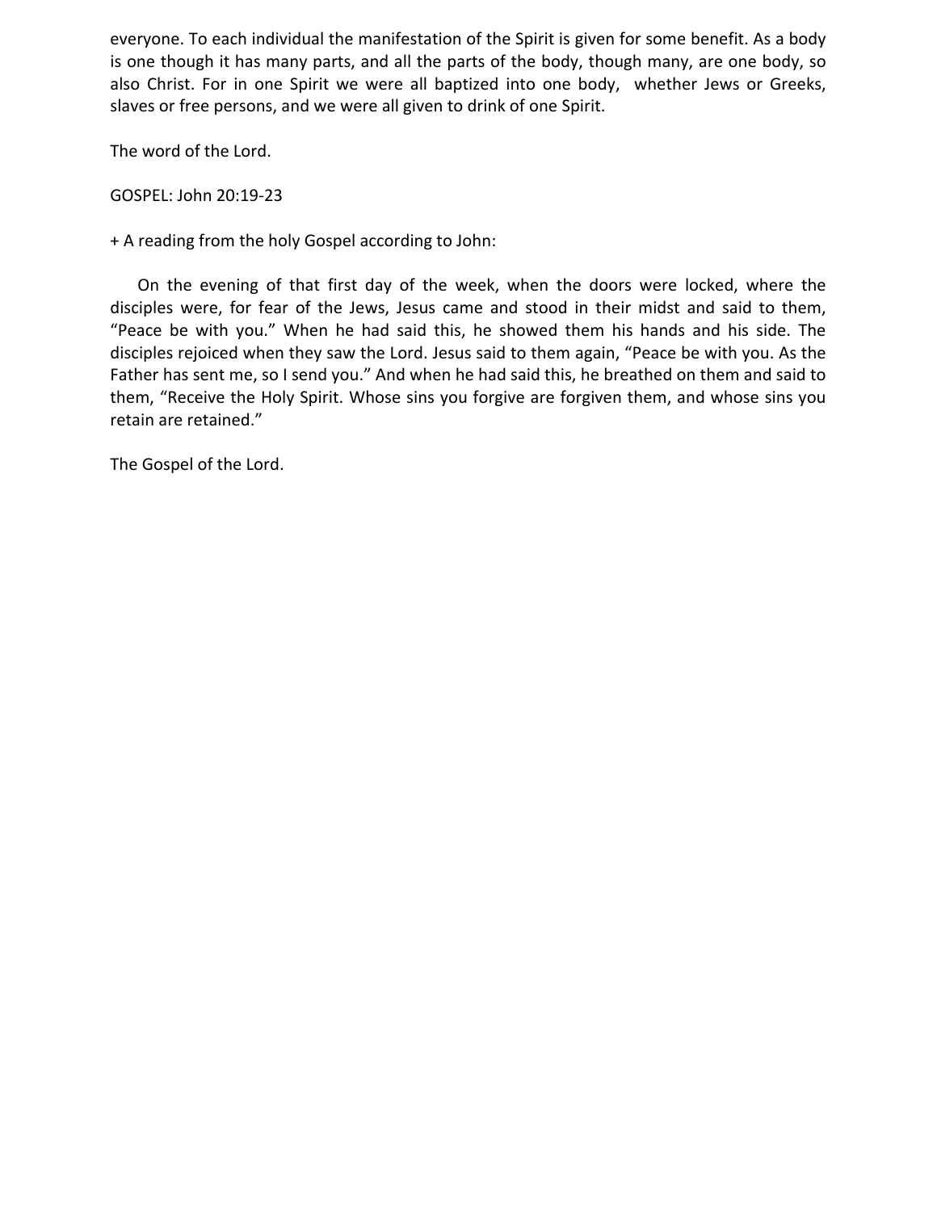everyone. To each individual the manifestation of the Spirit is given for some benefit. As a body is one though it has many parts, and all the parts of the body, though many, are one body, so also Christ. For in one Spirit we were all baptized into one body, whether Jews or Greeks, slaves or free persons, and we were all given to drink of one Spirit.

The word of the Lord.

GOSPEL: John 20:19-23

+ A reading from the holy Gospel according to John:

On the evening of that first day of the week, when the doors were locked, where the disciples were, for fear of the Jews, Jesus came and stood in their midst and said to them, "Peace be with you." When he had said this, he showed them his hands and his side. The disciples rejoiced when they saw the Lord. Jesus said to them again, "Peace be with you. As the Father has sent me, so I send you." And when he had said this, he breathed on them and said to them, "Receive the Holy Spirit. Whose sins you forgive are forgiven them, and whose sins you retain are retained."

The Gospel of the Lord.